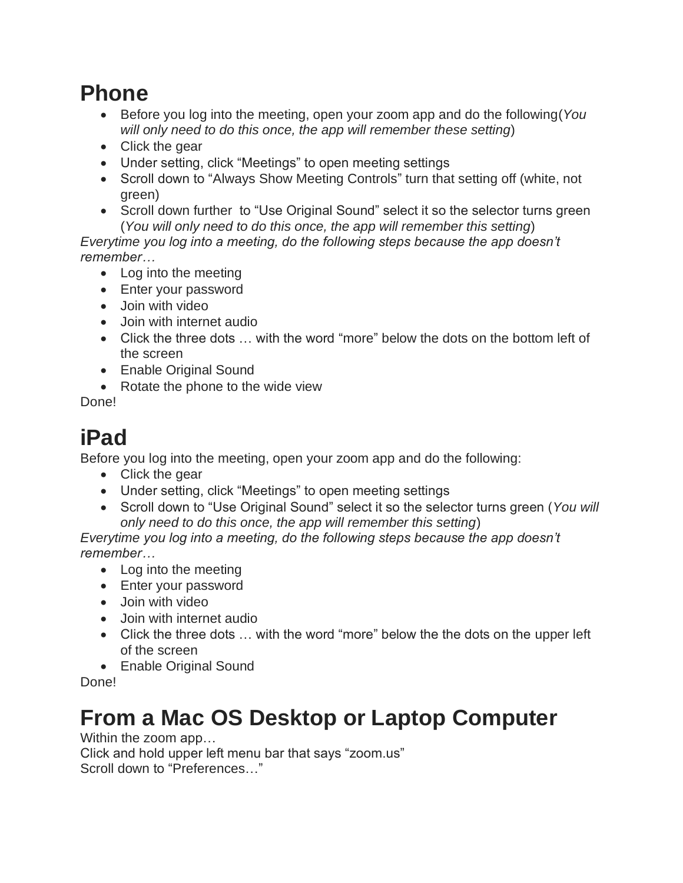# Phone

- Before you log into the meeting, open your zoom app and do the following(*You will only need to do this once, the app will remember these setting*)
- Click the gear
- Under setting, click “Meetings” to open meeting settings
- Scroll down to “Always Show Meeting Controls” turn that setting off (white, not green)
- Scroll down further  to “Use Original Sound” select it so the selector turns green (*You will only need to do this once, the app will remember this setting*)

*Everytime you log into a meeting, do the following steps because the app doesn’t remember…*

- Log into the meeting
- Enter your password
- Join with video
- Join with internet audio
- Click the three dots … with the word “more” below the dots on the bottom left of the screen
- Enable Original Sound
- Rotate the phone to the wide view

Done!

# iPad

Before you log into the meeting, open your zoom app and do the following:

- Click the gear
- Under setting, click “Meetings” to open meeting settings
- Scroll down to “Use Original Sound” select it so the selector turns green (*You will only need to do this once, the app will remember this setting*)

*Everytime you log into a meeting, do the following steps because the app doesn’t remember…*

- Log into the meeting
- Enter your password
- Join with video
- Join with internet audio
- Click the three dots … with the word “more” below the the dots on the upper left of the screen
- Enable Original Sound

Done!

# From a Mac OS Desktop or Laptop Computer

Within the zoom app…
Click and hold upper left menu bar that says “zoom.us”
Scroll down to “Preferences…”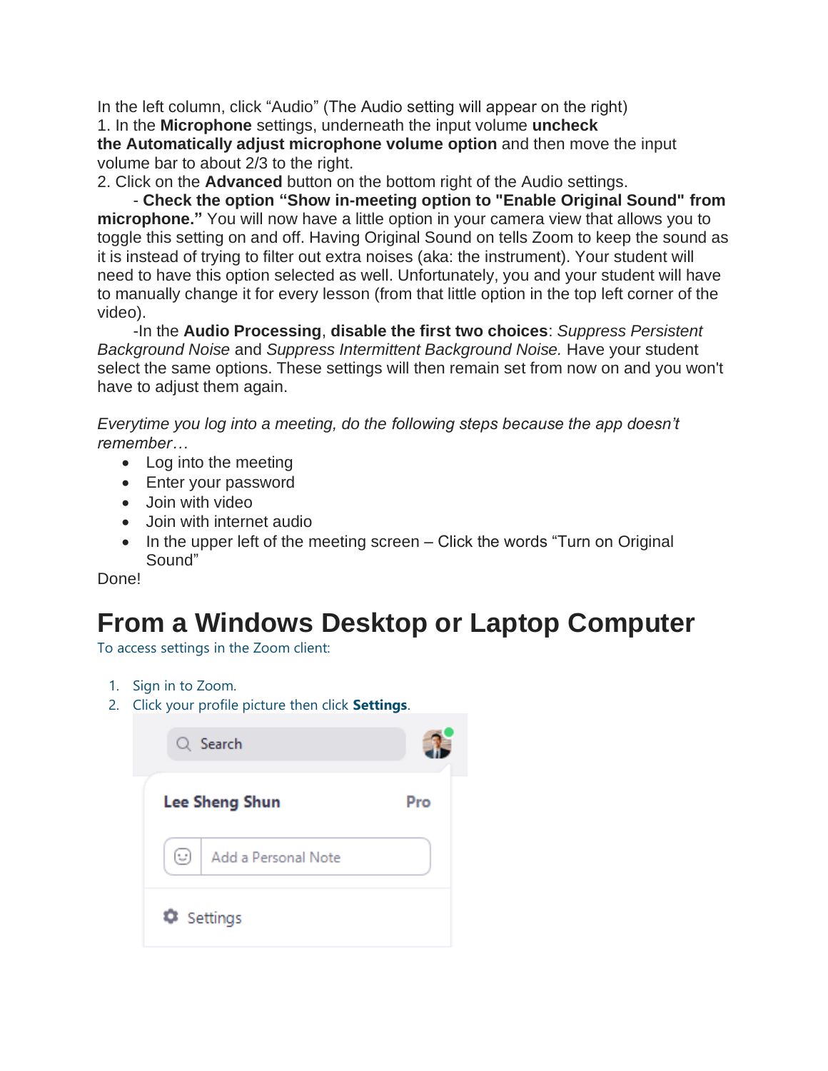In the left column, click “Audio” (The Audio setting will appear on the right)

1. In the **Microphone** settings, underneath the input volume **uncheck the Automatically adjust microphone volume option** and then move the input volume bar to about 2/3 to the right.
2. Click on the **Advanced** button on the bottom right of the Audio settings.

   - **Check the option “Show in-meeting option to "Enable Original Sound" from microphone.”** You will now have a little option in your camera view that allows you to toggle this setting on and off. Having Original Sound on tells Zoom to keep the sound as it is instead of trying to filter out extra noises (aka: the instrument). Your student will need to have this option selected as well. Unfortunately, you and your student will have to manually change it for every lesson (from that little option in the top left corner of the video).

   -In the **Audio Processing**, **disable the first two choices**: *Suppress Persistent Background Noise* and *Suppress Intermittent Background Noise.* Have your student select the same options. These settings will then remain set from now on and you won't have to adjust them again.

*Everytime you log into a meeting, do the following steps because the app doesn’t remember…*

- Log into the meeting
- Enter your password
- Join with video
- Join with internet audio
- In the upper left of the meeting screen – Click the words “Turn on Original Sound”

Done!

# From a Windows Desktop or Laptop Computer

To access settings in the Zoom client:

1. Sign in to Zoom.
2. Click your profile picture then click **Settings**.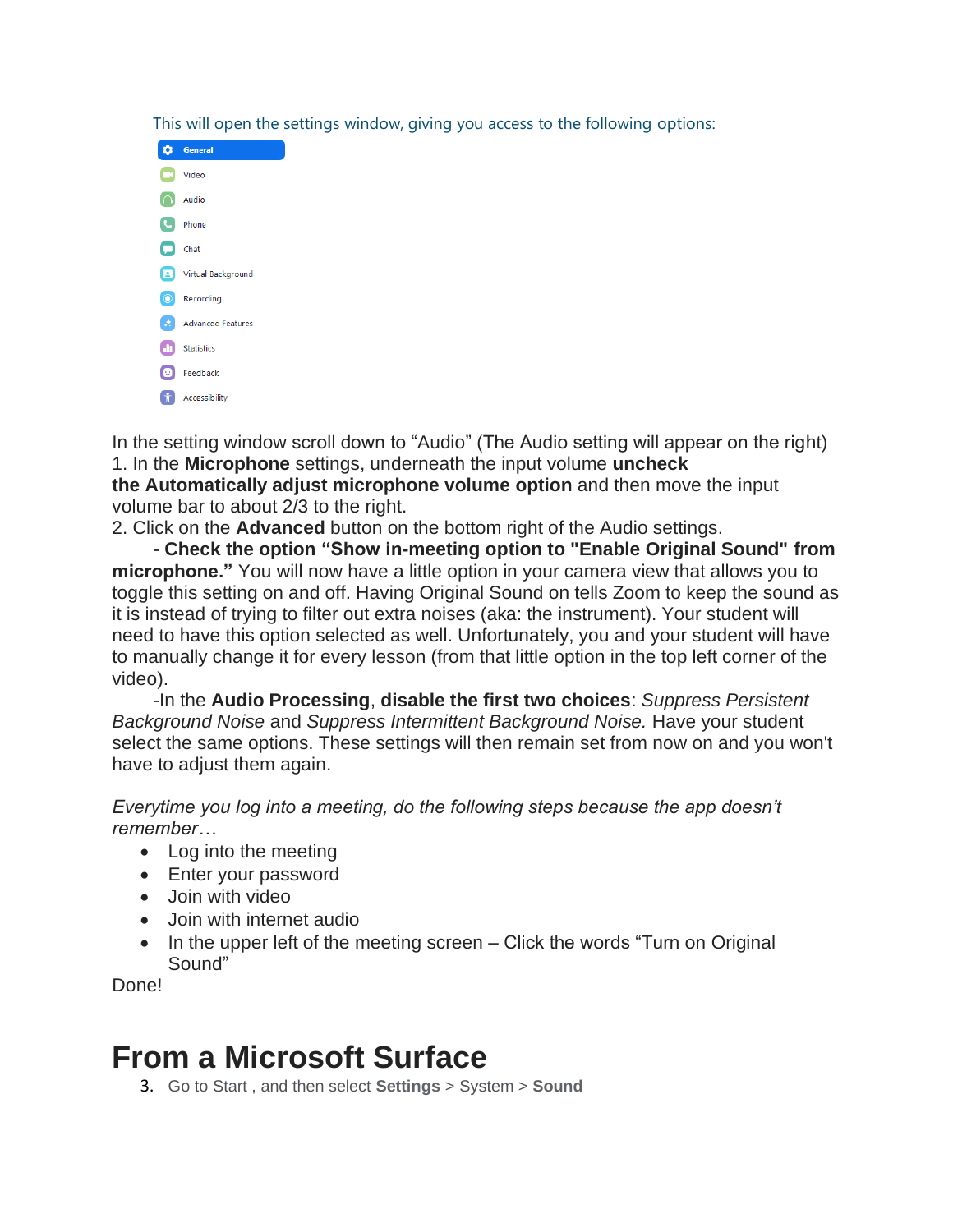This will open the settings window, giving you access to the following options:

- General
- Video
- Audio
- Phone
- Chat
- Virtual Background
- Recording
- Advanced Features
- Statistics
- Feedback
- Accessibility

In the setting window scroll down to “Audio” (The Audio setting will appear on the right)
1. In the **Microphone** settings, underneath the input volume **uncheck the Automatically adjust microphone volume option** and then move the input volume bar to about 2/3 to the right.
2. Click on the **Advanced** button on the bottom right of the Audio settings.

- **Check the option “Show in-meeting option to "Enable Original Sound" from microphone.”** You will now have a little option in your camera view that allows you to toggle this setting on and off. Having Original Sound on tells Zoom to keep the sound as it is instead of trying to filter out extra noises (aka: the instrument). Your student will need to have this option selected as well. Unfortunately, you and your student will have to manually change it for every lesson (from that little option in the top left corner of the video).

-In the **Audio Processing**, **disable the first two choices**: *Suppress Persistent Background Noise* and *Suppress Intermittent Background Noise.* Have your student select the same options. These settings will then remain set from now on and you won't have to adjust them again.

*Everytime you log into a meeting, do the following steps because the app doesn’t remember…*

- Log into the meeting
- Enter your password
- Join with video
- Join with internet audio
- In the upper left of the meeting screen – Click the words “Turn on Original Sound”

Done!

# From a Microsoft Surface

3. Go to Start , and then select **Settings** > System > **Sound**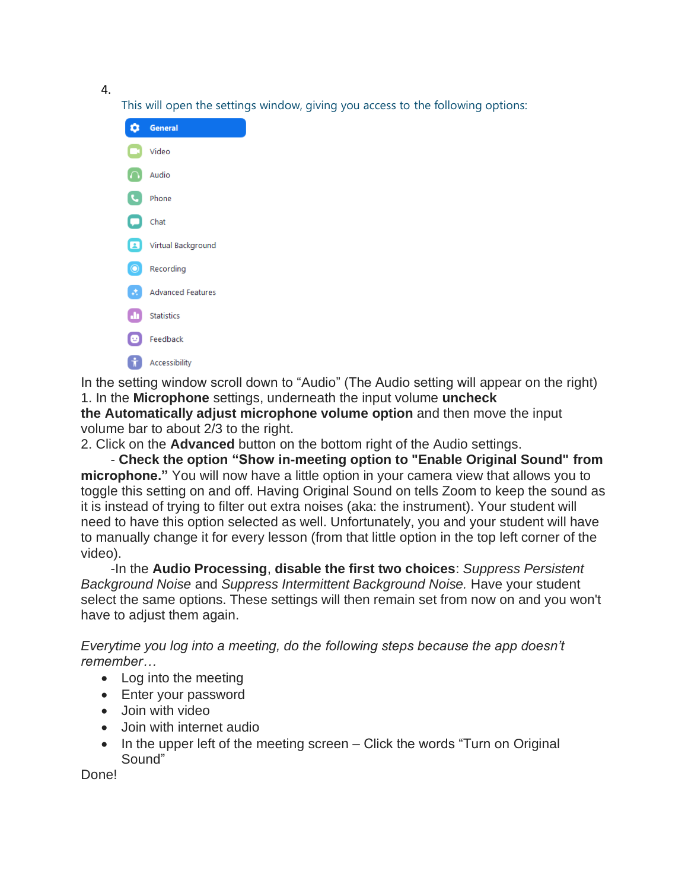4.

This will open the settings window, giving you access to the following options:

General
Video
Audio
Phone
Chat
Virtual Background
Recording
Advanced Features
Statistics
Feedback
Accessibility

In the setting window scroll down to "Audio" (The Audio setting will appear on the right)
1. In the **Microphone** settings, underneath the input volume **uncheck the Automatically adjust microphone volume option** and then move the input volume bar to about 2/3 to the right.
2. Click on the **Advanced** button on the bottom right of the Audio settings.

- **Check the option "Show in-meeting option to "Enable Original Sound" from microphone."** You will now have a little option in your camera view that allows you to toggle this setting on and off. Having Original Sound on tells Zoom to keep the sound as it is instead of trying to filter out extra noises (aka: the instrument). Your student will need to have this option selected as well. Unfortunately, you and your student will have to manually change it for every lesson (from that little option in the top left corner of the video).

-In the **Audio Processing**, **disable the first two choices**: *Suppress Persistent Background Noise* and *Suppress Intermittent Background Noise.* Have your student select the same options. These settings will then remain set from now on and you won't have to adjust them again.

*Everytime you log into a meeting, do the following steps because the app doesn't remember…*

- Log into the meeting
- Enter your password
- Join with video
- Join with internet audio
- In the upper left of the meeting screen – Click the words "Turn on Original Sound"

Done!